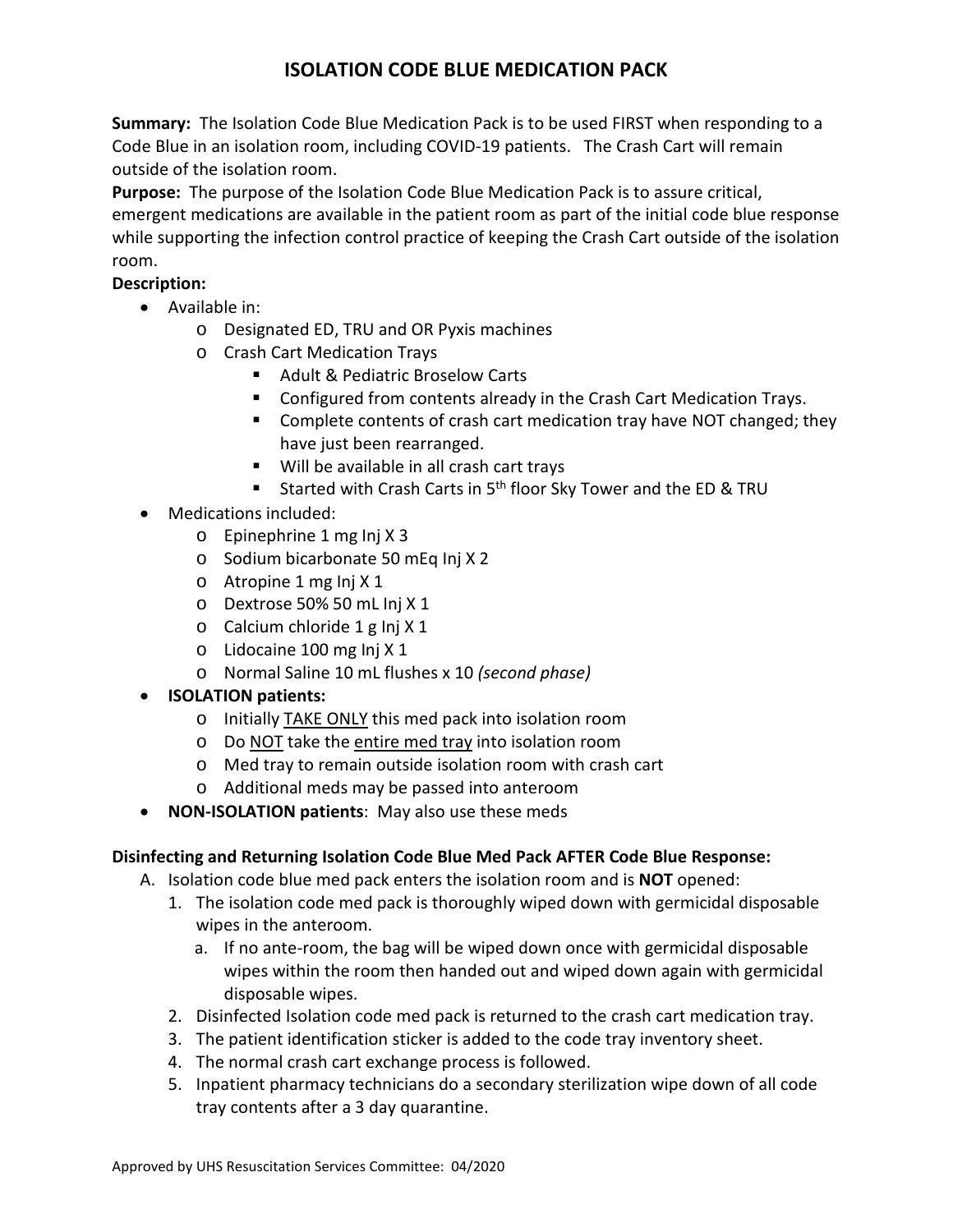# ISOLATION CODE BLUE MEDICATION PACK

**Summary:** The Isolation Code Blue Medication Pack is to be used FIRST when responding to a Code Blue in an isolation room, including COVID-19 patients. The Crash Cart will remain outside of the isolation room.

**Purpose:** The purpose of the Isolation Code Blue Medication Pack is to assure critical, emergent medications are available in the patient room as part of the initial code blue response while supporting the infection control practice of keeping the Crash Cart outside of the isolation room.

**Description:**

- Available in:
  - Designated ED, TRU and OR Pyxis machines
  - Crash Cart Medication Trays
    - Adult & Pediatric Broselow Carts
    - Configured from contents already in the Crash Cart Medication Trays.
    - Complete contents of crash cart medication tray have NOT changed; they have just been rearranged.
    - Will be available in all crash cart trays
    - Started with Crash Carts in 5th floor Sky Tower and the ED & TRU
- Medications included:
  - Epinephrine 1 mg Inj X 3
  - Sodium bicarbonate 50 mEq Inj X 2
  - Atropine 1 mg Inj X 1
  - Dextrose 50% 50 mL Inj X 1
  - Calcium chloride 1 g Inj X 1
  - Lidocaine 100 mg Inj X 1
  - Normal Saline 10 mL flushes x 10 *(second phase)*
- **ISOLATION patients:**
  - Initially <u>TAKE ONLY</u> this med pack into isolation room
  - Do <u>NOT</u> take the <u>entire med tray</u> into isolation room
  - Med tray to remain outside isolation room with crash cart
  - Additional meds may be passed into anteroom
- **NON-ISOLATION patients**: May also use these meds

**Disinfecting and Returning Isolation Code Blue Med Pack AFTER Code Blue Response:**

A. Isolation code blue med pack enters the isolation room and is **NOT** opened:
   1. The isolation code med pack is thoroughly wiped down with germicidal disposable wipes in the anteroom.
      a. If no ante-room, the bag will be wiped down once with germicidal disposable wipes within the room then handed out and wiped down again with germicidal disposable wipes.
   2. Disinfected Isolation code med pack is returned to the crash cart medication tray.
   3. The patient identification sticker is added to the code tray inventory sheet.
   4. The normal crash cart exchange process is followed.
   5. Inpatient pharmacy technicians do a secondary sterilization wipe down of all code tray contents after a 3 day quarantine.

Approved by UHS Resuscitation Services Committee: 04/2020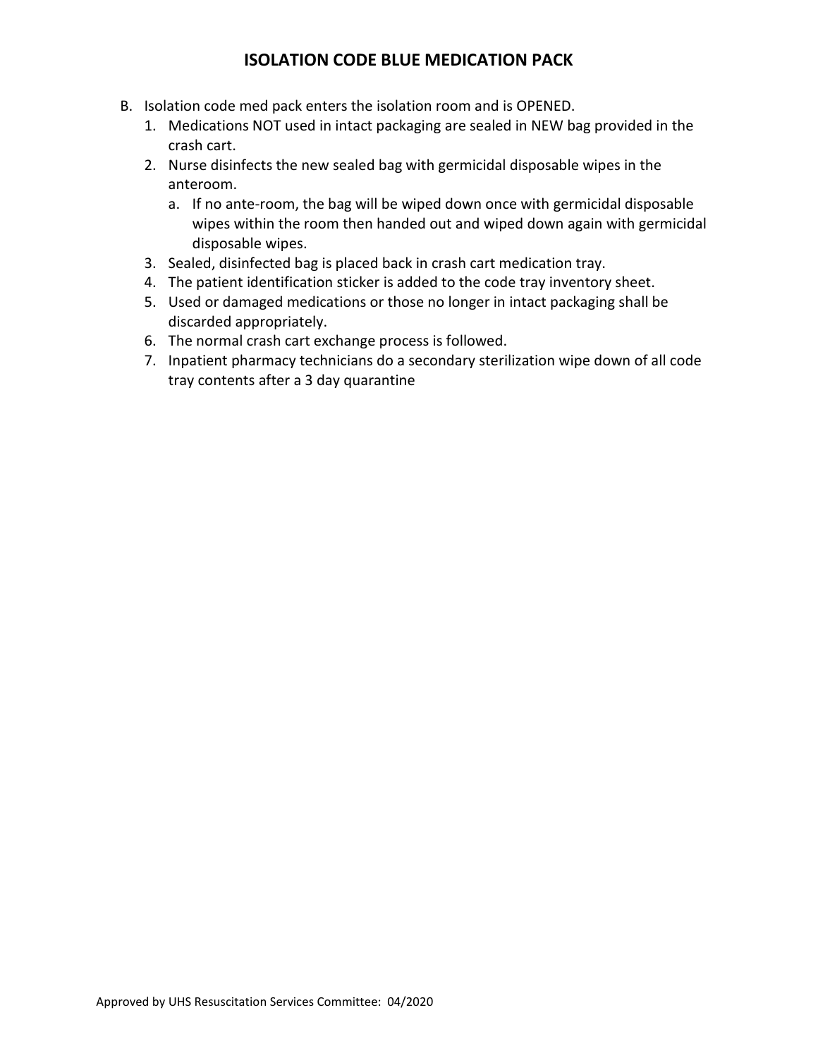# ISOLATION CODE BLUE MEDICATION PACK

B. Isolation code med pack enters the isolation room and is OPENED.
   1. Medications NOT used in intact packaging are sealed in NEW bag provided in the crash cart.
   2. Nurse disinfects the new sealed bag with germicidal disposable wipes in the anteroom.
      a. If no ante-room, the bag will be wiped down once with germicidal disposable wipes within the room then handed out and wiped down again with germicidal disposable wipes.
   3. Sealed, disinfected bag is placed back in crash cart medication tray.
   4. The patient identification sticker is added to the code tray inventory sheet.
   5. Used or damaged medications or those no longer in intact packaging shall be discarded appropriately.
   6. The normal crash cart exchange process is followed.
   7. Inpatient pharmacy technicians do a secondary sterilization wipe down of all code tray contents after a 3 day quarantine

Approved by UHS Resuscitation Services Committee: 04/2020